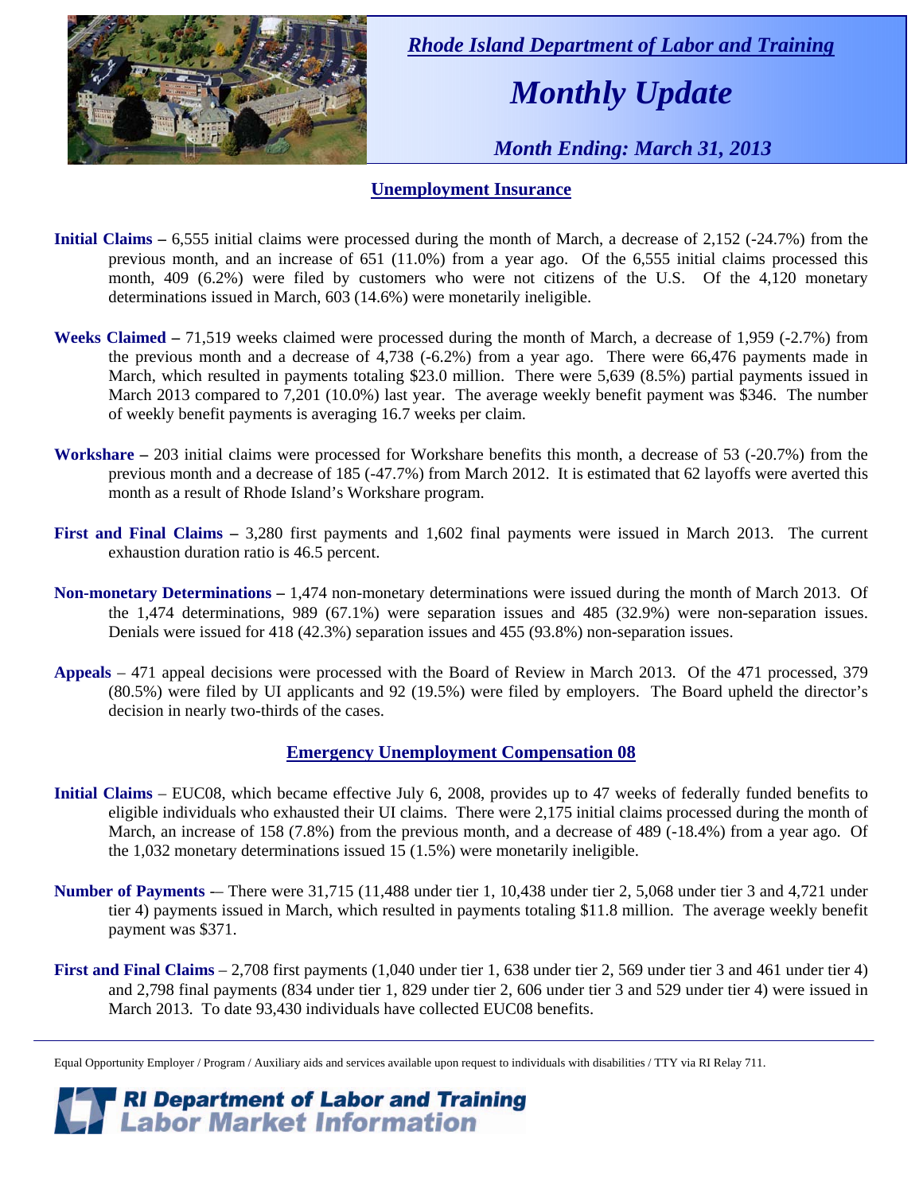*Rhode Island Department of Labor and Training*

# *Monthly Update*

*Month Ending: March 31, 2013*

## Unemployment Insurance

**Initial Claims –** 6,555 initial claims were processed during the month of March, a decrease of 2,152 (-24.7%) from the previous month, and an increase of 651 (11.0%) from a year ago. Of the 6,555 initial claims processed this month, 409 (6.2%) were filed by customers who were not citizens of the U.S. Of the 4,120 monetary determinations issued in March, 603 (14.6%) were monetarily ineligible.

**Weeks Claimed –** 71,519 weeks claimed were processed during the month of March, a decrease of 1,959 (-2.7%) from the previous month and a decrease of 4,738 (-6.2%) from a year ago. There were 66,476 payments made in March, which resulted in payments totaling $23.0 million. There were 5,639 (8.5%) partial payments issued in March 2013 compared to 7,201 (10.0%) last year. The average weekly benefit payment was $346. The number of weekly benefit payments is averaging 16.7 weeks per claim.

**Workshare –** 203 initial claims were processed for Workshare benefits this month, a decrease of 53 (-20.7%) from the previous month and a decrease of 185 (-47.7%) from March 2012. It is estimated that 62 layoffs were averted this month as a result of Rhode Island's Workshare program.

**First and Final Claims –** 3,280 first payments and 1,602 final payments were issued in March 2013. The current exhaustion duration ratio is 46.5 percent.

**Non-monetary Determinations –** 1,474 non-monetary determinations were issued during the month of March 2013. Of the 1,474 determinations, 989 (67.1%) were separation issues and 485 (32.9%) were non-separation issues. Denials were issued for 418 (42.3%) separation issues and 455 (93.8%) non-separation issues.

**Appeals** – 471 appeal decisions were processed with the Board of Review in March 2013. Of the 471 processed, 379 (80.5%) were filed by UI applicants and 92 (19.5%) were filed by employers. The Board upheld the director's decision in nearly two-thirds of the cases.

## Emergency Unemployment Compensation 08

**Initial Claims** – EUC08, which became effective July 6, 2008, provides up to 47 weeks of federally funded benefits to eligible individuals who exhausted their UI claims. There were 2,175 initial claims processed during the month of March, an increase of 158 (7.8%) from the previous month, and a decrease of 489 (-18.4%) from a year ago. Of the 1,032 monetary determinations issued 15 (1.5%) were monetarily ineligible.

**Number of Payments** -– There were 31,715 (11,488 under tier 1, 10,438 under tier 2, 5,068 under tier 3 and 4,721 under tier 4) payments issued in March, which resulted in payments totaling $11.8 million. The average weekly benefit payment was $371.

**First and Final Claims** – 2,708 first payments (1,040 under tier 1, 638 under tier 2, 569 under tier 3 and 461 under tier 4) and 2,798 final payments (834 under tier 1, 829 under tier 2, 606 under tier 3 and 529 under tier 4) were issued in March 2013. To date 93,430 individuals have collected EUC08 benefits.

---

Equal Opportunity Employer / Program / Auxiliary aids and services available upon request to individuals with disabilities / TTY via RI Relay 711.

**RI Department of Labor and Training**
**Labor Market Information**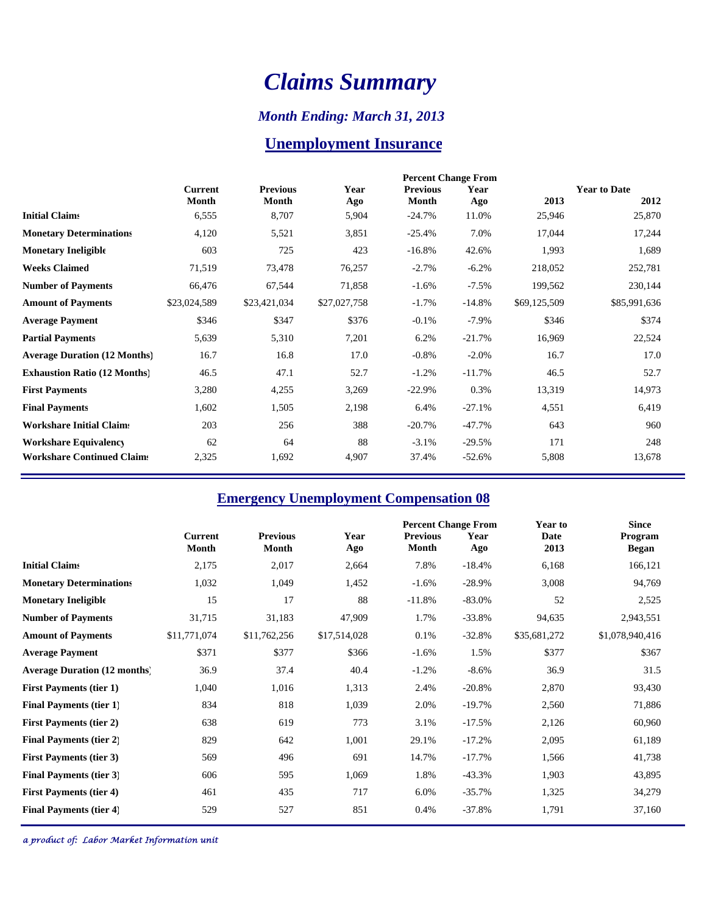# *Claims Summary*

### *Month Ending: March 31, 2013*

## Unemployment Insurance

| | Current Month | Previous Month | Year Ago | Percent Change From Previous Month | Percent Change From Year Ago | Year to Date 2013 | Year to Date 2012 |
|---|---|---|---|---|---|---|---|
| **Initial Claims** | 6,555 | 8,707 | 5,904 | -24.7% | 11.0% | 25,946 | 25,870 |
| **Monetary Determinations** | 4,120 | 5,521 | 3,851 | -25.4% | 7.0% | 17,044 | 17,244 |
| **Monetary Ineligible** | 603 | 725 | 423 | -16.8% | 42.6% | 1,993 | 1,689 |
| **Weeks Claimed** | 71,519 | 73,478 | 76,257 | -2.7% | -6.2% | 218,052 | 252,781 |
| **Number of Payments** | 66,476 | 67,544 | 71,858 | -1.6% | -7.5% | 199,562 | 230,144 |
| **Amount of Payments** | $23,024,589 | $23,421,034 | $27,027,758 | -1.7% | -14.8% | $69,125,509 | $85,991,636 |
| **Average Payment** | $346 | $347 | $376 | -0.1% | -7.9% | $346 | $374 |
| **Partial Payments** | 5,639 | 5,310 | 7,201 | 6.2% | -21.7% | 16,969 | 22,524 |
| **Average Duration (12 Months)** | 16.7 | 16.8 | 17.0 | -0.8% | -2.0% | 16.7 | 17.0 |
| **Exhaustion Ratio (12 Months)** | 46.5 | 47.1 | 52.7 | -1.2% | -11.7% | 46.5 | 52.7 |
| **First Payments** | 3,280 | 4,255 | 3,269 | -22.9% | 0.3% | 13,319 | 14,973 |
| **Final Payments** | 1,602 | 1,505 | 2,198 | 6.4% | -27.1% | 4,551 | 6,419 |
| **Workshare Initial Claims** | 203 | 256 | 388 | -20.7% | -47.7% | 643 | 960 |
| **Workshare Equivalency** | 62 | 64 | 88 | -3.1% | -29.5% | 171 | 248 |
| **Workshare Continued Claims** | 2,325 | 1,692 | 4,907 | 37.4% | -52.6% | 5,808 | 13,678 |

## Emergency Unemployment Compensation 08

| | Current Month | Previous Month | Year Ago | Percent Change From Previous Month | Percent Change From Year Ago | Year to Date 2013 | Since Program Began |
|---|---|---|---|---|---|---|---|
| **Initial Claims** | 2,175 | 2,017 | 2,664 | 7.8% | -18.4% | 6,168 | 166,121 |
| **Monetary Determinations** | 1,032 | 1,049 | 1,452 | -1.6% | -28.9% | 3,008 | 94,769 |
| **Monetary Ineligible** | 15 | 17 | 88 | -11.8% | -83.0% | 52 | 2,525 |
| **Number of Payments** | 31,715 | 31,183 | 47,909 | 1.7% | -33.8% | 94,635 | 2,943,551 |
| **Amount of Payments** | $11,771,074 | $11,762,256 | $17,514,028 | 0.1% | -32.8% | $35,681,272 | $1,078,940,416 |
| **Average Payment** | $371 | $377 | $366 | -1.6% | 1.5% | $377 | $367 |
| **Average Duration (12 months)** | 36.9 | 37.4 | 40.4 | -1.2% | -8.6% | 36.9 | 31.5 |
| **First Payments (tier 1)** | 1,040 | 1,016 | 1,313 | 2.4% | -20.8% | 2,870 | 93,430 |
| **Final Payments (tier 1)** | 834 | 818 | 1,039 | 2.0% | -19.7% | 2,560 | 71,886 |
| **First Payments (tier 2)** | 638 | 619 | 773 | 3.1% | -17.5% | 2,126 | 60,960 |
| **Final Payments (tier 2)** | 829 | 642 | 1,001 | 29.1% | -17.2% | 2,095 | 61,189 |
| **First Payments (tier 3)** | 569 | 496 | 691 | 14.7% | -17.7% | 1,566 | 41,738 |
| **Final Payments (tier 3)** | 606 | 595 | 1,069 | 1.8% | -43.3% | 1,903 | 43,895 |
| **First Payments (tier 4)** | 461 | 435 | 717 | 6.0% | -35.7% | 1,325 | 34,279 |
| **Final Payments (tier 4)** | 529 | 527 | 851 | 0.4% | -37.8% | 1,791 | 37,160 |

*a product of: Labor Market Information unit*